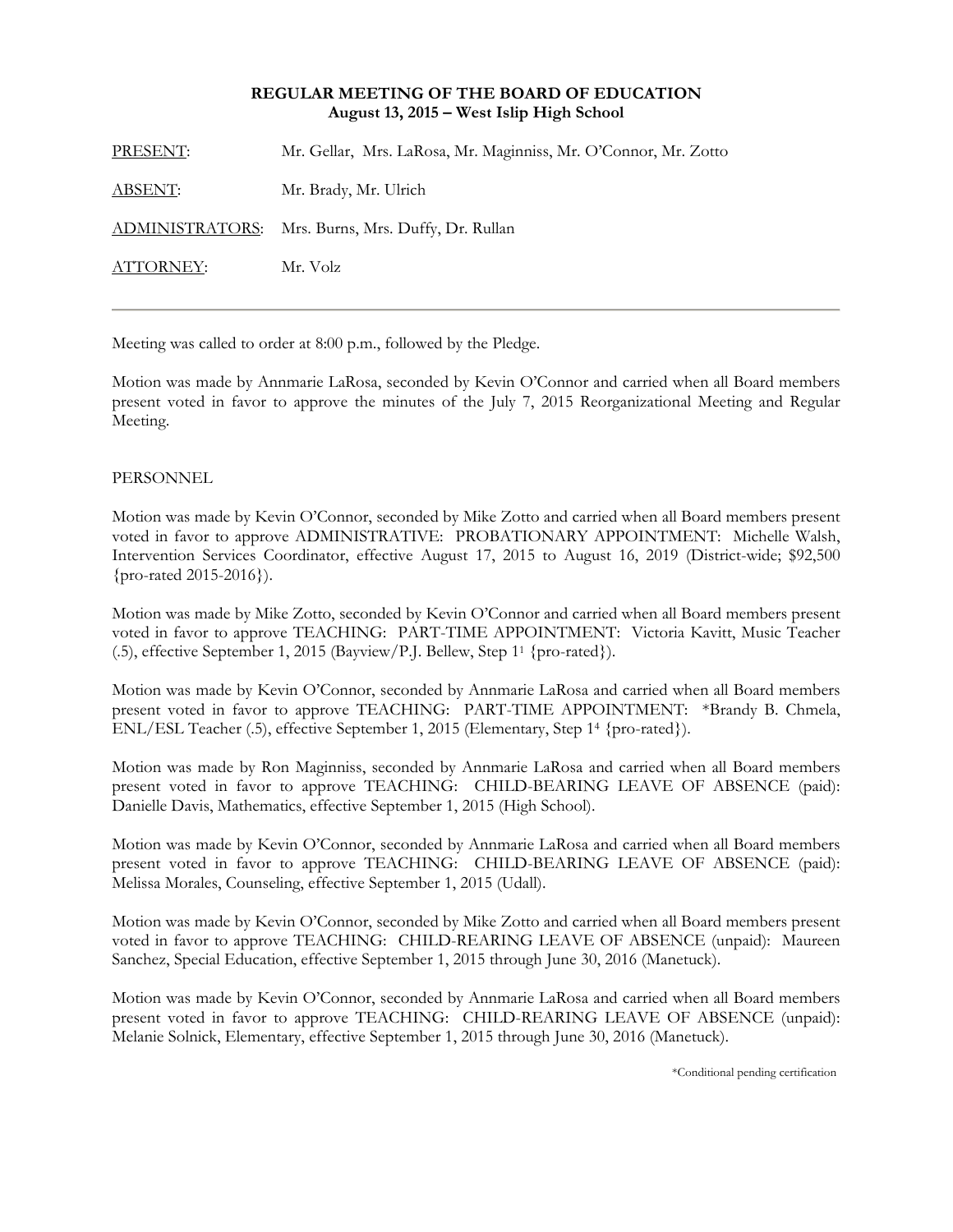**REGULAR MEETING OF THE BOARD OF EDUCATION**
**August 13, 2015 – West Islip High School**

PRESENT: Mr. Gellar, Mrs. LaRosa, Mr. Maginniss, Mr. O'Connor, Mr. Zotto

ABSENT: Mr. Brady, Mr. Ulrich

ADMINISTRATORS: Mrs. Burns, Mrs. Duffy, Dr. Rullan

ATTORNEY: Mr. Volz

---

Meeting was called to order at 8:00 p.m., followed by the Pledge.

Motion was made by Annmarie LaRosa, seconded by Kevin O'Connor and carried when all Board members present voted in favor to approve the minutes of the July 7, 2015 Reorganizational Meeting and Regular Meeting.

PERSONNEL

Motion was made by Kevin O'Connor, seconded by Mike Zotto and carried when all Board members present voted in favor to approve ADMINISTRATIVE: PROBATIONARY APPOINTMENT: Michelle Walsh, Intervention Services Coordinator, effective August 17, 2015 to August 16, 2019 (District-wide; $92,500 {pro-rated 2015-2016}).

Motion was made by Mike Zotto, seconded by Kevin O'Connor and carried when all Board members present voted in favor to approve TEACHING: PART-TIME APPOINTMENT: Victoria Kavitt, Music Teacher (.5), effective September 1, 2015 (Bayview/P.J. Bellew, Step 1[1] {pro-rated}).

Motion was made by Kevin O'Connor, seconded by Annmarie LaRosa and carried when all Board members present voted in favor to approve TEACHING: PART-TIME APPOINTMENT: *Brandy B. Chmela, ENL/ESL Teacher (.5), effective September 1, 2015 (Elementary, Step 1[4] {pro-rated}).

Motion was made by Ron Maginniss, seconded by Annmarie LaRosa and carried when all Board members present voted in favor to approve TEACHING: CHILD-BEARING LEAVE OF ABSENCE (paid): Danielle Davis, Mathematics, effective September 1, 2015 (High School).

Motion was made by Kevin O'Connor, seconded by Annmarie LaRosa and carried when all Board members present voted in favor to approve TEACHING: CHILD-BEARING LEAVE OF ABSENCE (paid): Melissa Morales, Counseling, effective September 1, 2015 (Udall).

Motion was made by Kevin O'Connor, seconded by Mike Zotto and carried when all Board members present voted in favor to approve TEACHING: CHILD-REARING LEAVE OF ABSENCE (unpaid): Maureen Sanchez, Special Education, effective September 1, 2015 through June 30, 2016 (Manetuck).

Motion was made by Kevin O'Connor, seconded by Annmarie LaRosa and carried when all Board members present voted in favor to approve TEACHING: CHILD-REARING LEAVE OF ABSENCE (unpaid): Melanie Solnick, Elementary, effective September 1, 2015 through June 30, 2016 (Manetuck).

*Conditional pending certification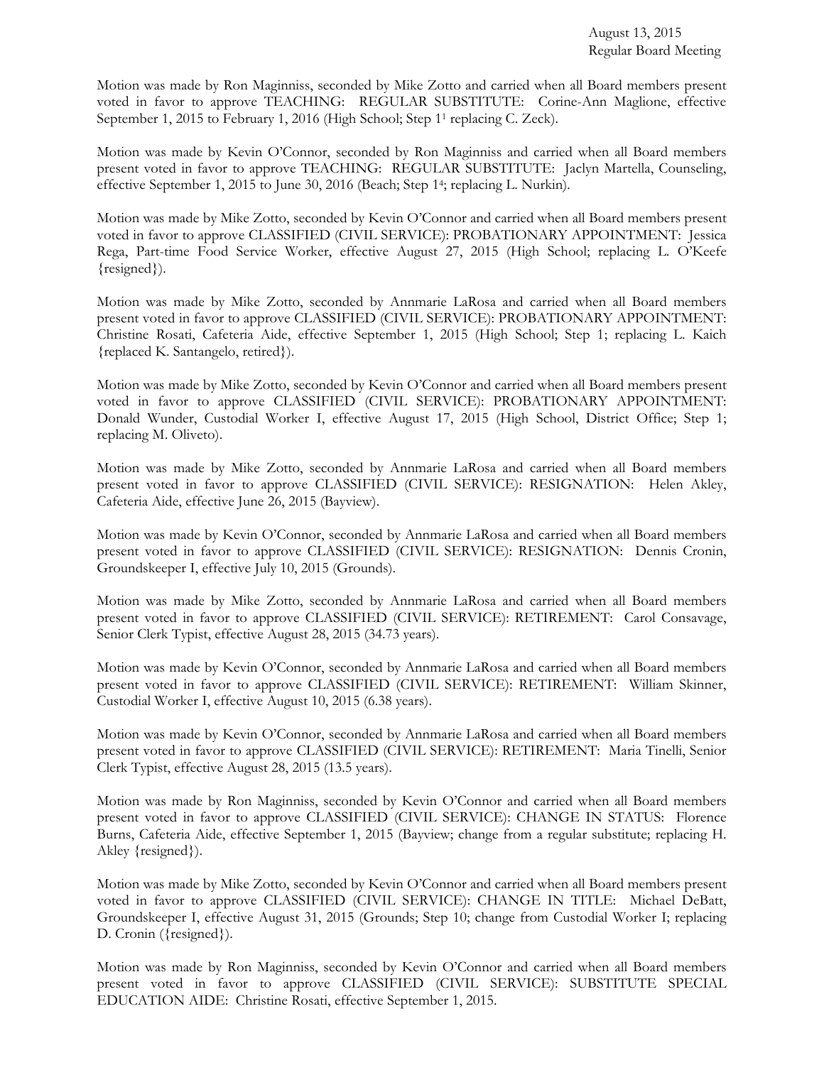Motion was made by Ron Maginniss, seconded by Mike Zotto and carried when all Board members present voted in favor to approve TEACHING: REGULAR SUBSTITUTE: Corine-Ann Maglione, effective September 1, 2015 to February 1, 2016 (High School; Step 1[1] replacing C. Zeck).

Motion was made by Kevin O'Connor, seconded by Ron Maginniss and carried when all Board members present voted in favor to approve TEACHING: REGULAR SUBSTITUTE: Jaclyn Martella, Counseling, effective September 1, 2015 to June 30, 2016 (Beach; Step 1[4]; replacing L. Nurkin).

Motion was made by Mike Zotto, seconded by Kevin O'Connor and carried when all Board members present voted in favor to approve CLASSIFIED (CIVIL SERVICE): PROBATIONARY APPOINTMENT: Jessica Rega, Part-time Food Service Worker, effective August 27, 2015 (High School; replacing L. O'Keefe {resigned}).

Motion was made by Mike Zotto, seconded by Annmarie LaRosa and carried when all Board members present voted in favor to approve CLASSIFIED (CIVIL SERVICE): PROBATIONARY APPOINTMENT: Christine Rosati, Cafeteria Aide, effective September 1, 2015 (High School; Step 1; replacing L. Kaich {replaced K. Santangelo, retired}).

Motion was made by Mike Zotto, seconded by Kevin O'Connor and carried when all Board members present voted in favor to approve CLASSIFIED (CIVIL SERVICE): PROBATIONARY APPOINTMENT: Donald Wunder, Custodial Worker I, effective August 17, 2015 (High School, District Office; Step 1; replacing M. Oliveto).

Motion was made by Mike Zotto, seconded by Annmarie LaRosa and carried when all Board members present voted in favor to approve CLASSIFIED (CIVIL SERVICE): RESIGNATION: Helen Akley, Cafeteria Aide, effective June 26, 2015 (Bayview).

Motion was made by Kevin O'Connor, seconded by Annmarie LaRosa and carried when all Board members present voted in favor to approve CLASSIFIED (CIVIL SERVICE): RESIGNATION: Dennis Cronin, Groundskeeper I, effective July 10, 2015 (Grounds).

Motion was made by Mike Zotto, seconded by Annmarie LaRosa and carried when all Board members present voted in favor to approve CLASSIFIED (CIVIL SERVICE): RETIREMENT: Carol Consavage, Senior Clerk Typist, effective August 28, 2015 (34.73 years).

Motion was made by Kevin O'Connor, seconded by Annmarie LaRosa and carried when all Board members present voted in favor to approve CLASSIFIED (CIVIL SERVICE): RETIREMENT: William Skinner, Custodial Worker I, effective August 10, 2015 (6.38 years).

Motion was made by Kevin O'Connor, seconded by Annmarie LaRosa and carried when all Board members present voted in favor to approve CLASSIFIED (CIVIL SERVICE): RETIREMENT: Maria Tinelli, Senior Clerk Typist, effective August 28, 2015 (13.5 years).

Motion was made by Ron Maginniss, seconded by Kevin O'Connor and carried when all Board members present voted in favor to approve CLASSIFIED (CIVIL SERVICE): CHANGE IN STATUS: Florence Burns, Cafeteria Aide, effective September 1, 2015 (Bayview; change from a regular substitute; replacing H. Akley {resigned}).

Motion was made by Mike Zotto, seconded by Kevin O'Connor and carried when all Board members present voted in favor to approve CLASSIFIED (CIVIL SERVICE): CHANGE IN TITLE: Michael DeBatt, Groundskeeper I, effective August 31, 2015 (Grounds; Step 10; change from Custodial Worker I; replacing D. Cronin ({resigned}).

Motion was made by Ron Maginniss, seconded by Kevin O'Connor and carried when all Board members present voted in favor to approve CLASSIFIED (CIVIL SERVICE): SUBSTITUTE SPECIAL EDUCATION AIDE: Christine Rosati, effective September 1, 2015.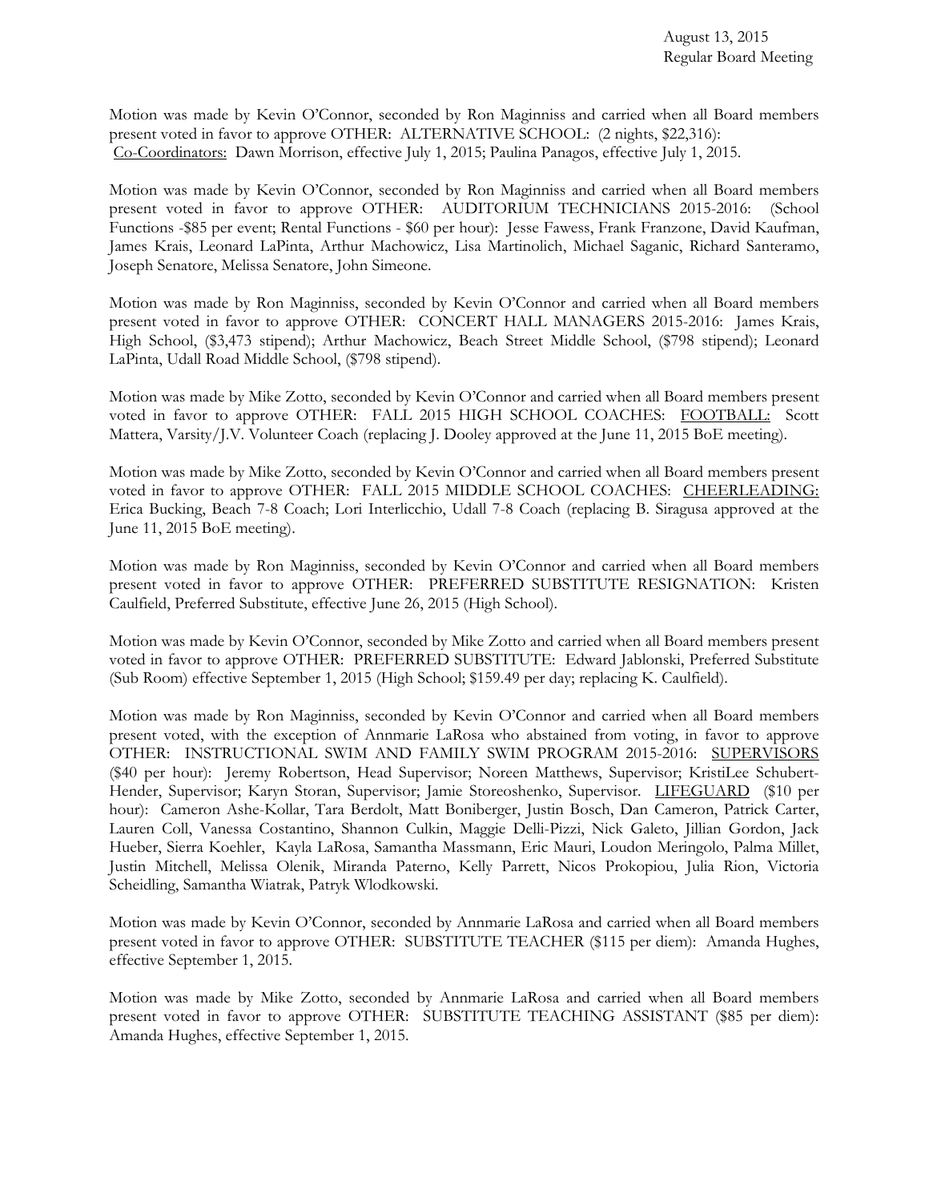Motion was made by Kevin O'Connor, seconded by Ron Maginniss and carried when all Board members present voted in favor to approve OTHER: ALTERNATIVE SCHOOL: (2 nights, $22,316): Co-Coordinators: Dawn Morrison, effective July 1, 2015; Paulina Panagos, effective July 1, 2015.

Motion was made by Kevin O'Connor, seconded by Ron Maginniss and carried when all Board members present voted in favor to approve OTHER: AUDITORIUM TECHNICIANS 2015-2016: (School Functions -$85 per event; Rental Functions - $60 per hour): Jesse Fawess, Frank Franzone, David Kaufman, James Krais, Leonard LaPinta, Arthur Machowicz, Lisa Martinolich, Michael Saganic, Richard Santeramo, Joseph Senatore, Melissa Senatore, John Simeone.

Motion was made by Ron Maginniss, seconded by Kevin O'Connor and carried when all Board members present voted in favor to approve OTHER: CONCERT HALL MANAGERS 2015-2016: James Krais, High School, ($3,473 stipend); Arthur Machowicz, Beach Street Middle School, ($798 stipend); Leonard LaPinta, Udall Road Middle School, ($798 stipend).

Motion was made by Mike Zotto, seconded by Kevin O'Connor and carried when all Board members present voted in favor to approve OTHER: FALL 2015 HIGH SCHOOL COACHES: FOOTBALL: Scott Mattera, Varsity/J.V. Volunteer Coach (replacing J. Dooley approved at the June 11, 2015 BoE meeting).

Motion was made by Mike Zotto, seconded by Kevin O'Connor and carried when all Board members present voted in favor to approve OTHER: FALL 2015 MIDDLE SCHOOL COACHES: CHEERLEADING: Erica Bucking, Beach 7-8 Coach; Lori Interlicchio, Udall 7-8 Coach (replacing B. Siragusa approved at the June 11, 2015 BoE meeting).

Motion was made by Ron Maginniss, seconded by Kevin O'Connor and carried when all Board members present voted in favor to approve OTHER: PREFERRED SUBSTITUTE RESIGNATION: Kristen Caulfield, Preferred Substitute, effective June 26, 2015 (High School).

Motion was made by Kevin O'Connor, seconded by Mike Zotto and carried when all Board members present voted in favor to approve OTHER: PREFERRED SUBSTITUTE: Edward Jablonski, Preferred Substitute (Sub Room) effective September 1, 2015 (High School; $159.49 per day; replacing K. Caulfield).

Motion was made by Ron Maginniss, seconded by Kevin O'Connor and carried when all Board members present voted, with the exception of Annmarie LaRosa who abstained from voting, in favor to approve OTHER: INSTRUCTIONAL SWIM AND FAMILY SWIM PROGRAM 2015-2016: SUPERVISORS ($40 per hour): Jeremy Robertson, Head Supervisor; Noreen Matthews, Supervisor; KristiLee Schubert-Hender, Supervisor; Karyn Storan, Supervisor; Jamie Storeoshenko, Supervisor. LIFEGUARD ($10 per hour): Cameron Ashe-Kollar, Tara Berdolt, Matt Boniberger, Justin Bosch, Dan Cameron, Patrick Carter, Lauren Coll, Vanessa Costantino, Shannon Culkin, Maggie Delli-Pizzi, Nick Galeto, Jillian Gordon, Jack Hueber, Sierra Koehler, Kayla LaRosa, Samantha Massmann, Eric Mauri, Loudon Meringolo, Palma Millet, Justin Mitchell, Melissa Olenik, Miranda Paterno, Kelly Parrett, Nicos Prokopiou, Julia Rion, Victoria Scheidling, Samantha Wiatrak, Patryk Wlodkowski.

Motion was made by Kevin O'Connor, seconded by Annmarie LaRosa and carried when all Board members present voted in favor to approve OTHER: SUBSTITUTE TEACHER ($115 per diem): Amanda Hughes, effective September 1, 2015.

Motion was made by Mike Zotto, seconded by Annmarie LaRosa and carried when all Board members present voted in favor to approve OTHER: SUBSTITUTE TEACHING ASSISTANT ($85 per diem): Amanda Hughes, effective September 1, 2015.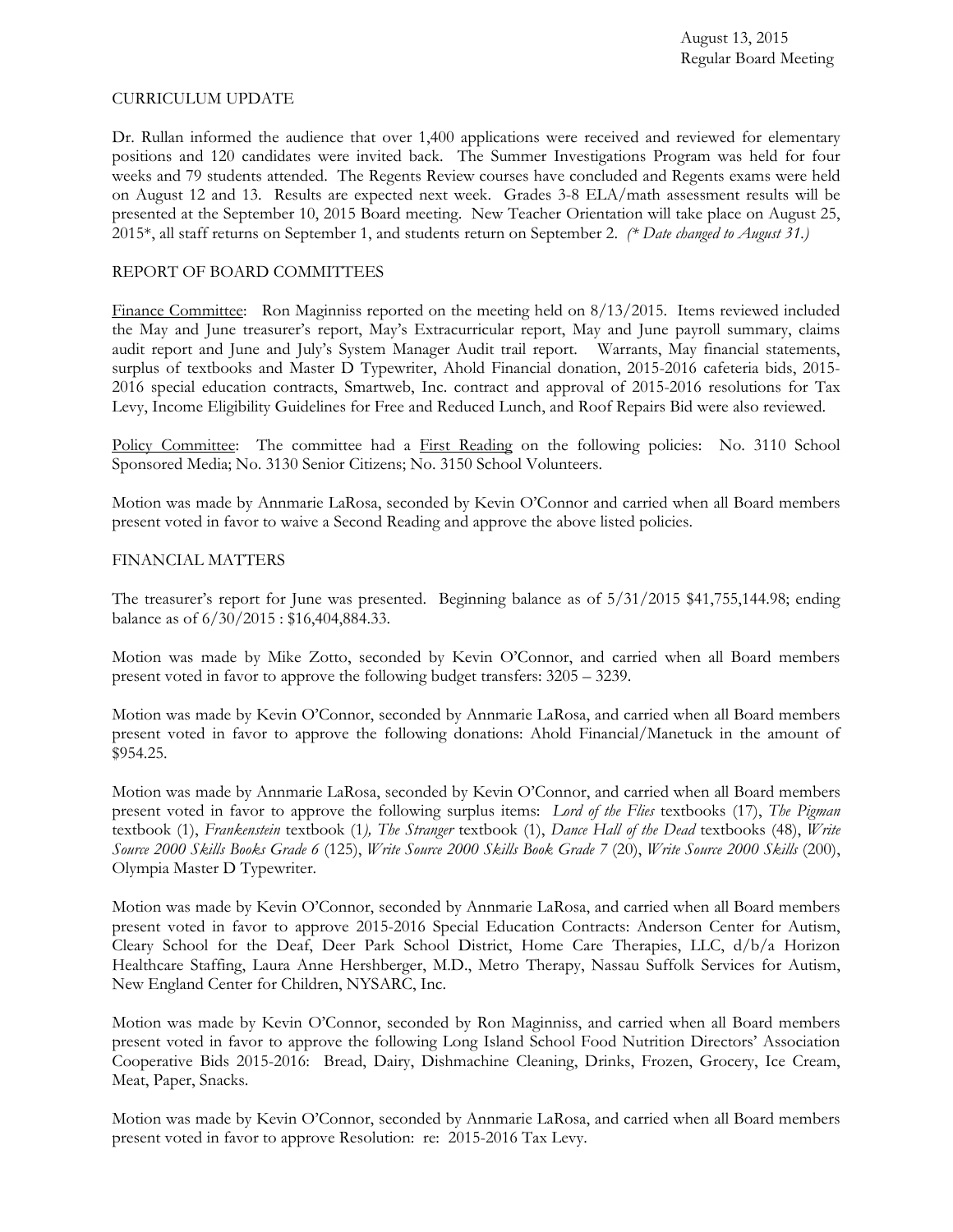CURRICULUM UPDATE

Dr. Rullan informed the audience that over 1,400 applications were received and reviewed for elementary positions and 120 candidates were invited back. The Summer Investigations Program was held for four weeks and 79 students attended. The Regents Review courses have concluded and Regents exams were held on August 12 and 13. Results are expected next week. Grades 3-8 ELA/math assessment results will be presented at the September 10, 2015 Board meeting. New Teacher Orientation will take place on August 25, 2015*, all staff returns on September 1, and students return on September 2. *(\* Date changed to August 31.)*

REPORT OF BOARD COMMITTEES

Finance Committee: Ron Maginniss reported on the meeting held on 8/13/2015. Items reviewed included the May and June treasurer's report, May's Extracurricular report, May and June payroll summary, claims audit report and June and July's System Manager Audit trail report. Warrants, May financial statements, surplus of textbooks and Master D Typewriter, Ahold Financial donation, 2015-2016 cafeteria bids, 2015-2016 special education contracts, Smartweb, Inc. contract and approval of 2015-2016 resolutions for Tax Levy, Income Eligibility Guidelines for Free and Reduced Lunch, and Roof Repairs Bid were also reviewed.

Policy Committee: The committee had a First Reading on the following policies: No. 3110 School Sponsored Media; No. 3130 Senior Citizens; No. 3150 School Volunteers.

Motion was made by Annmarie LaRosa, seconded by Kevin O'Connor and carried when all Board members present voted in favor to waive a Second Reading and approve the above listed policies.

FINANCIAL MATTERS

The treasurer's report for June was presented. Beginning balance as of 5/31/2015 $41,755,144.98; ending balance as of 6/30/2015 : $16,404,884.33.

Motion was made by Mike Zotto, seconded by Kevin O'Connor, and carried when all Board members present voted in favor to approve the following budget transfers: 3205 – 3239.

Motion was made by Kevin O'Connor, seconded by Annmarie LaRosa, and carried when all Board members present voted in favor to approve the following donations: Ahold Financial/Manetuck in the amount of $954.25.

Motion was made by Annmarie LaRosa, seconded by Kevin O'Connor, and carried when all Board members present voted in favor to approve the following surplus items: *Lord of the Flies* textbooks (17), *The Pigman* textbook (1), *Frankenstein* textbook (1), *The Stranger* textbook (1), *Dance Hall of the Dead* textbooks (48), *Write Source 2000 Skills Books Grade 6* (125), *Write Source 2000 Skills Book Grade 7* (20), *Write Source 2000 Skills* (200), Olympia Master D Typewriter.

Motion was made by Kevin O'Connor, seconded by Annmarie LaRosa, and carried when all Board members present voted in favor to approve 2015-2016 Special Education Contracts: Anderson Center for Autism, Cleary School for the Deaf, Deer Park School District, Home Care Therapies, LLC, d/b/a Horizon Healthcare Staffing, Laura Anne Hershberger, M.D., Metro Therapy, Nassau Suffolk Services for Autism, New England Center for Children, NYSARC, Inc.

Motion was made by Kevin O'Connor, seconded by Ron Maginniss, and carried when all Board members present voted in favor to approve the following Long Island School Food Nutrition Directors' Association Cooperative Bids 2015-2016: Bread, Dairy, Dishmachine Cleaning, Drinks, Frozen, Grocery, Ice Cream, Meat, Paper, Snacks.

Motion was made by Kevin O'Connor, seconded by Annmarie LaRosa, and carried when all Board members present voted in favor to approve Resolution: re: 2015-2016 Tax Levy.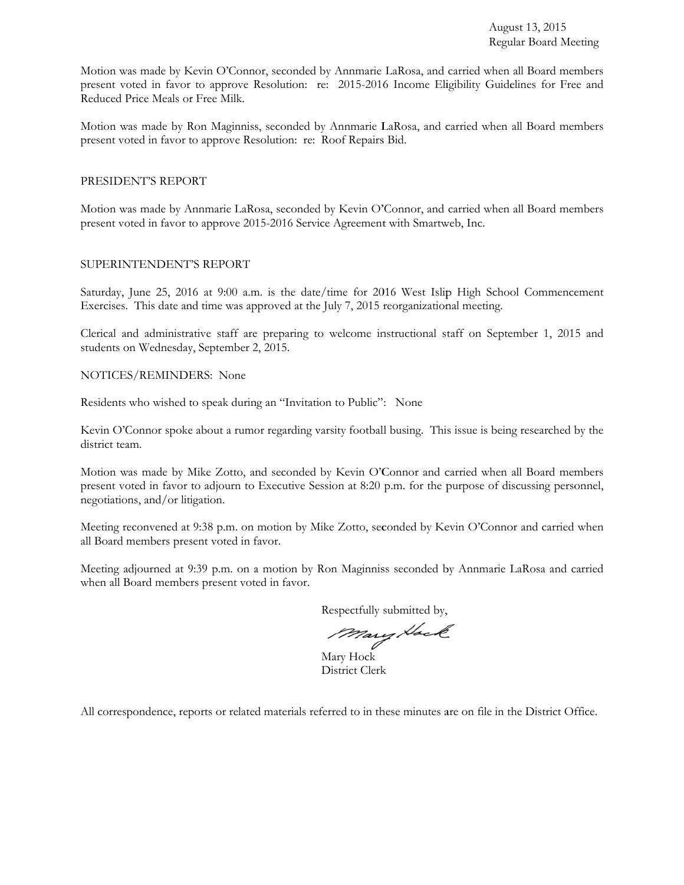Motion was made by Kevin O'Connor, seconded by Annmarie LaRosa, and carried when all Board members present voted in favor to approve Resolution: re: 2015-2016 Income Eligibility Guidelines for Free and Reduced Price Meals or Free Milk.

Motion was made by Ron Maginniss, seconded by Annmarie LaRosa, and carried when all Board members present voted in favor to approve Resolution: re: Roof Repairs Bid.

PRESIDENT'S REPORT

Motion was made by Annmarie LaRosa, seconded by Kevin O'Connor, and carried when all Board members present voted in favor to approve 2015-2016 Service Agreement with Smartweb, Inc.

SUPERINTENDENT'S REPORT

Saturday, June 25, 2016 at 9:00 a.m. is the date/time for 2016 West Islip High School Commencement Exercises. This date and time was approved at the July 7, 2015 reorganizational meeting.

Clerical and administrative staff are preparing to welcome instructional staff on September 1, 2015 and students on Wednesday, September 2, 2015.

NOTICES/REMINDERS: None

Residents who wished to speak during an "Invitation to Public": None

Kevin O'Connor spoke about a rumor regarding varsity football busing. This issue is being researched by the district team.

Motion was made by Mike Zotto, and seconded by Kevin O'Connor and carried when all Board members present voted in favor to adjourn to Executive Session at 8:20 p.m. for the purpose of discussing personnel, negotiations, and/or litigation.

Meeting reconvened at 9:38 p.m. on motion by Mike Zotto, seconded by Kevin O'Connor and carried when all Board members present voted in favor.

Meeting adjourned at 9:39 p.m. on a motion by Ron Maginniss seconded by Annmarie LaRosa and carried when all Board members present voted in favor.

Respectfully submitted by,

Mary Hock

Mary Hock
District Clerk

All correspondence, reports or related materials referred to in these minutes are on file in the District Office.